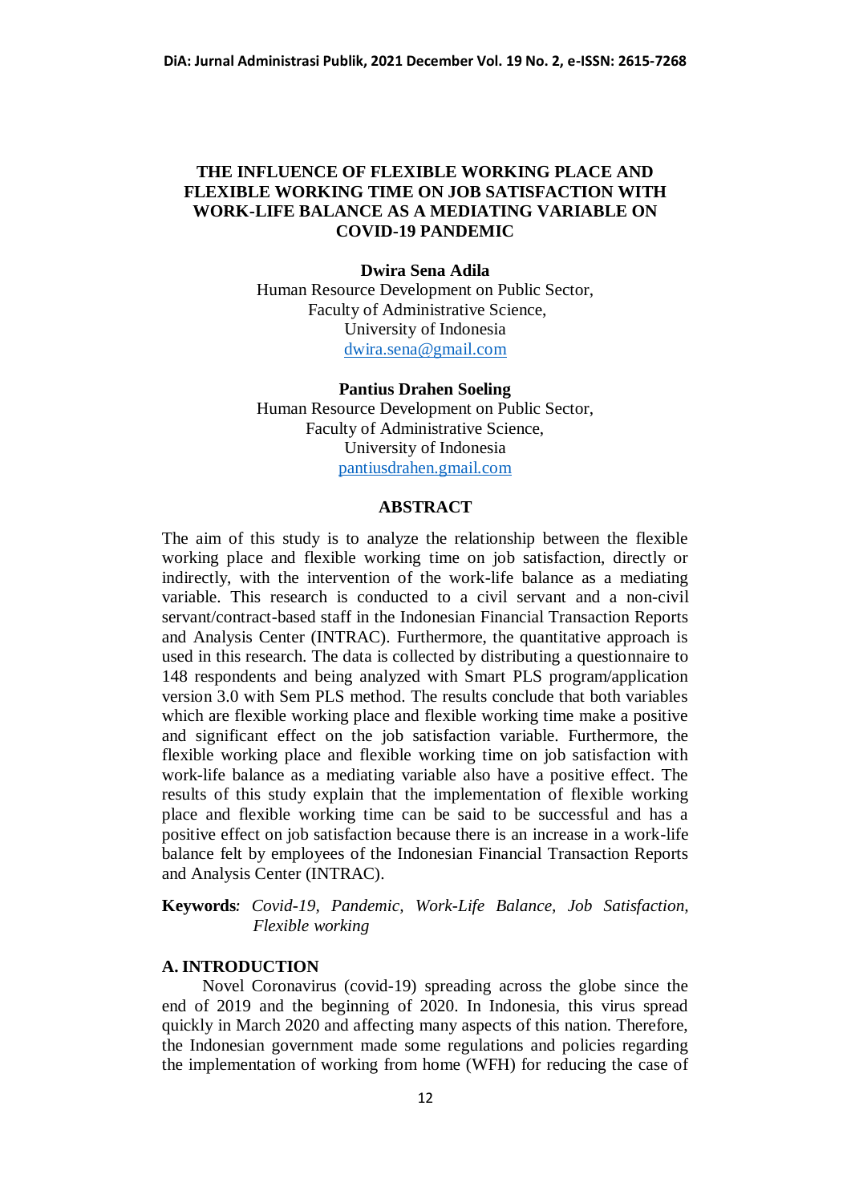# THE INFLUENCE OF FLEXIBLE WORKING PLACE AND FLEXIBLE WORKING TIME ON JOB SATISFACTION WITH WORK-LIFE BALANCE AS A MEDIATING VARIABLE ON COVID-19 PANDEMIC

**Dwira Sena Adila**
Human Resource Development on Public Sector,
Faculty of Administrative Science,
University of Indonesia
dwira.sena@gmail.com

**Pantius Drahen Soeling**
Human Resource Development on Public Sector,
Faculty of Administrative Science,
University of Indonesia
pantiusdrahen.gmail.com

## ABSTRACT

The aim of this study is to analyze the relationship between the flexible working place and flexible working time on job satisfaction, directly or indirectly, with the intervention of the work-life balance as a mediating variable. This research is conducted to a civil servant and a non-civil servant/contract-based staff in the Indonesian Financial Transaction Reports and Analysis Center (INTRAC). Furthermore, the quantitative approach is used in this research. The data is collected by distributing a questionnaire to 148 respondents and being analyzed with Smart PLS program/application version 3.0 with Sem PLS method. The results conclude that both variables which are flexible working place and flexible working time make a positive and significant effect on the job satisfaction variable. Furthermore, the flexible working place and flexible working time on job satisfaction with work-life balance as a mediating variable also have a positive effect. The results of this study explain that the implementation of flexible working place and flexible working time can be said to be successful and has a positive effect on job satisfaction because there is an increase in a work-life balance felt by employees of the Indonesian Financial Transaction Reports and Analysis Center (INTRAC).

**Keywords***:* *Covid-19, Pandemic, Work-Life Balance, Job Satisfaction, Flexible working*

## A. INTRODUCTION

Novel Coronavirus (covid-19) spreading across the globe since the end of 2019 and the beginning of 2020. In Indonesia, this virus spread quickly in March 2020 and affecting many aspects of this nation. Therefore, the Indonesian government made some regulations and policies regarding the implementation of working from home (WFH) for reducing the case of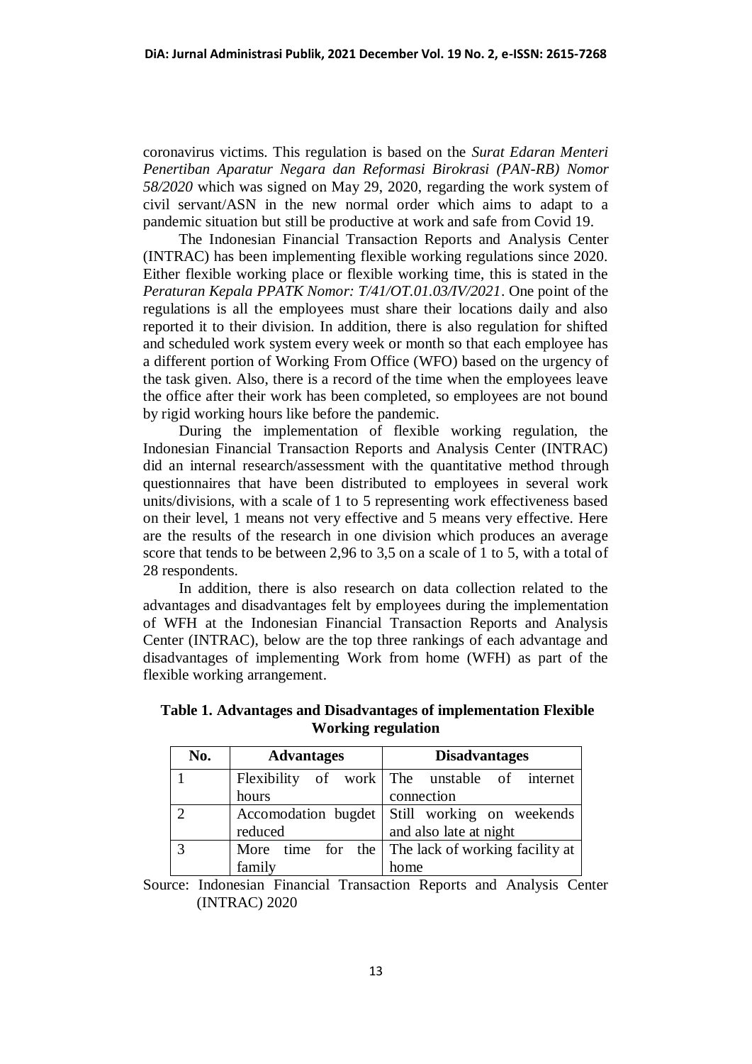coronavirus victims. This regulation is based on the *Surat Edaran Menteri Penertiban Aparatur Negara dan Reformasi Birokrasi (PAN-RB) Nomor 58/2020* which was signed on May 29, 2020, regarding the work system of civil servant/ASN in the new normal order which aims to adapt to a pandemic situation but still be productive at work and safe from Covid 19.

The Indonesian Financial Transaction Reports and Analysis Center (INTRAC) has been implementing flexible working regulations since 2020. Either flexible working place or flexible working time, this is stated in the *Peraturan Kepala PPATK Nomor: T/41/OT.01.03/IV/2021*. One point of the regulations is all the employees must share their locations daily and also reported it to their division. In addition, there is also regulation for shifted and scheduled work system every week or month so that each employee has a different portion of Working From Office (WFO) based on the urgency of the task given. Also, there is a record of the time when the employees leave the office after their work has been completed, so employees are not bound by rigid working hours like before the pandemic.

During the implementation of flexible working regulation, the Indonesian Financial Transaction Reports and Analysis Center (INTRAC) did an internal research/assessment with the quantitative method through questionnaires that have been distributed to employees in several work units/divisions, with a scale of 1 to 5 representing work effectiveness based on their level, 1 means not very effective and 5 means very effective. Here are the results of the research in one division which produces an average score that tends to be between 2,96 to 3,5 on a scale of 1 to 5, with a total of 28 respondents.

In addition, there is also research on data collection related to the advantages and disadvantages felt by employees during the implementation of WFH at the Indonesian Financial Transaction Reports and Analysis Center (INTRAC), below are the top three rankings of each advantage and disadvantages of implementing Work from home (WFH) as part of the flexible working arrangement.

**Table 1. Advantages and Disadvantages of implementation Flexible Working regulation**

| No. | Advantages | Disadvantages |
|---|---|---|
| 1 | Flexibility of work hours | The unstable of internet connection |
| 2 | Accomodation bugdet reduced | Still working on weekends and also late at night |
| 3 | More time for the family | The lack of working facility at home |

Source: Indonesian Financial Transaction Reports and Analysis Center (INTRAC) 2020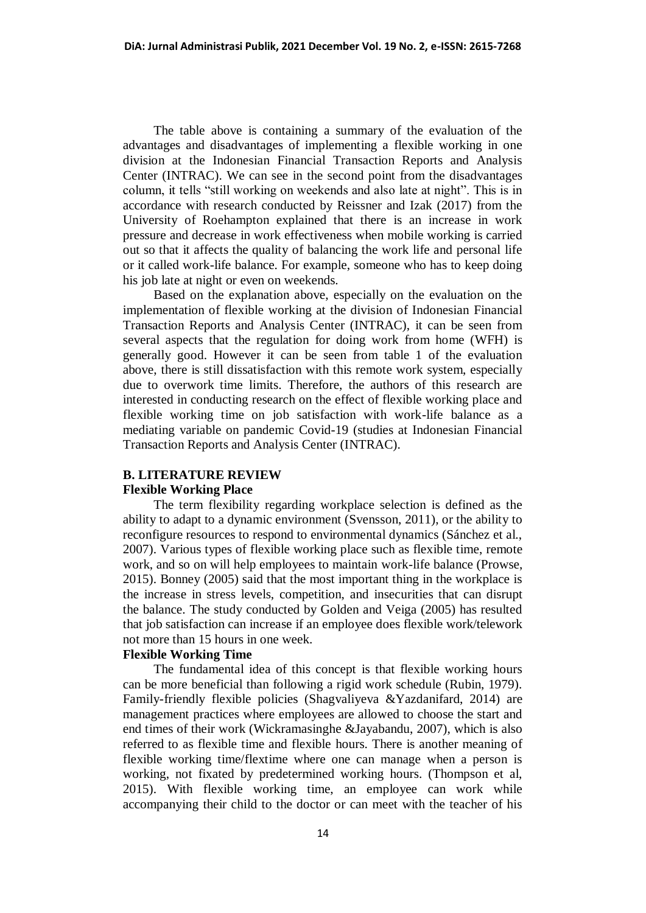The table above is containing a summary of the evaluation of the advantages and disadvantages of implementing a flexible working in one division at the Indonesian Financial Transaction Reports and Analysis Center (INTRAC). We can see in the second point from the disadvantages column, it tells "still working on weekends and also late at night". This is in accordance with research conducted by Reissner and Izak (2017) from the University of Roehampton explained that there is an increase in work pressure and decrease in work effectiveness when mobile working is carried out so that it affects the quality of balancing the work life and personal life or it called work-life balance. For example, someone who has to keep doing his job late at night or even on weekends.

Based on the explanation above, especially on the evaluation on the implementation of flexible working at the division of Indonesian Financial Transaction Reports and Analysis Center (INTRAC), it can be seen from several aspects that the regulation for doing work from home (WFH) is generally good. However it can be seen from table 1 of the evaluation above, there is still dissatisfaction with this remote work system, especially due to overwork time limits. Therefore, the authors of this research are interested in conducting research on the effect of flexible working place and flexible working time on job satisfaction with work-life balance as a mediating variable on pandemic Covid-19 (studies at Indonesian Financial Transaction Reports and Analysis Center (INTRAC).

## B. LITERATURE REVIEW

### Flexible Working Place

The term flexibility regarding workplace selection is defined as the ability to adapt to a dynamic environment (Svensson, 2011), or the ability to reconfigure resources to respond to environmental dynamics (Sánchez et al., 2007). Various types of flexible working place such as flexible time, remote work, and so on will help employees to maintain work-life balance (Prowse, 2015). Bonney (2005) said that the most important thing in the workplace is the increase in stress levels, competition, and insecurities that can disrupt the balance. The study conducted by Golden and Veiga (2005) has resulted that job satisfaction can increase if an employee does flexible work/telework not more than 15 hours in one week.

### Flexible Working Time

The fundamental idea of this concept is that flexible working hours can be more beneficial than following a rigid work schedule (Rubin, 1979). Family-friendly flexible policies (Shagvaliyeva &Yazdanifard, 2014) are management practices where employees are allowed to choose the start and end times of their work (Wickramasinghe &Jayabandu, 2007), which is also referred to as flexible time and flexible hours. There is another meaning of flexible working time/flextime where one can manage when a person is working, not fixated by predetermined working hours. (Thompson et al, 2015). With flexible working time, an employee can work while accompanying their child to the doctor or can meet with the teacher of his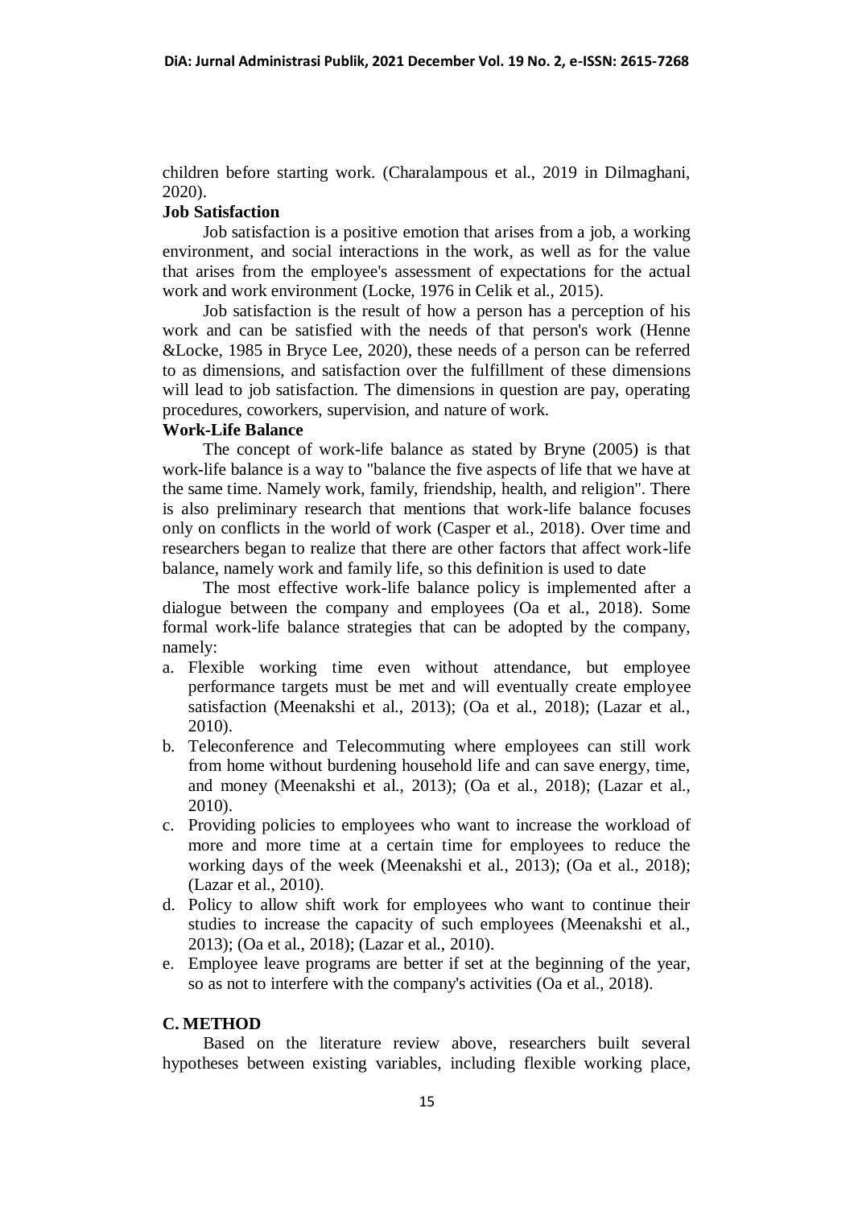children before starting work. (Charalampous et al., 2019 in Dilmaghani, 2020).

**Job Satisfaction**

Job satisfaction is a positive emotion that arises from a job, a working environment, and social interactions in the work, as well as for the value that arises from the employee's assessment of expectations for the actual work and work environment (Locke, 1976 in Celik et al., 2015).

Job satisfaction is the result of how a person has a perception of his work and can be satisfied with the needs of that person's work (Henne &Locke, 1985 in Bryce Lee, 2020), these needs of a person can be referred to as dimensions, and satisfaction over the fulfillment of these dimensions will lead to job satisfaction. The dimensions in question are pay, operating procedures, coworkers, supervision, and nature of work.

**Work-Life Balance**

The concept of work-life balance as stated by Bryne (2005) is that work-life balance is a way to "balance the five aspects of life that we have at the same time. Namely work, family, friendship, health, and religion". There is also preliminary research that mentions that work-life balance focuses only on conflicts in the world of work (Casper et al., 2018). Over time and researchers began to realize that there are other factors that affect work-life balance, namely work and family life, so this definition is used to date

The most effective work-life balance policy is implemented after a dialogue between the company and employees (Oa et al., 2018). Some formal work-life balance strategies that can be adopted by the company, namely:

a. Flexible working time even without attendance, but employee performance targets must be met and will eventually create employee satisfaction (Meenakshi et al., 2013); (Oa et al., 2018); (Lazar et al., 2010).
b. Teleconference and Telecommuting where employees can still work from home without burdening household life and can save energy, time, and money (Meenakshi et al., 2013); (Oa et al., 2018); (Lazar et al., 2010).
c. Providing policies to employees who want to increase the workload of more and more time at a certain time for employees to reduce the working days of the week (Meenakshi et al., 2013); (Oa et al., 2018); (Lazar et al., 2010).
d. Policy to allow shift work for employees who want to continue their studies to increase the capacity of such employees (Meenakshi et al., 2013); (Oa et al., 2018); (Lazar et al., 2010).
e. Employee leave programs are better if set at the beginning of the year, so as not to interfere with the company's activities (Oa et al., 2018).

## C. METHOD

Based on the literature review above, researchers built several hypotheses between existing variables, including flexible working place,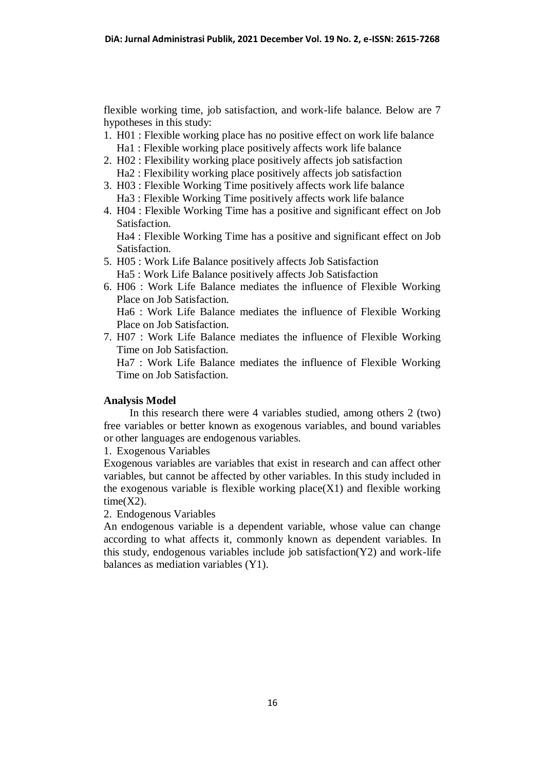flexible working time, job satisfaction, and work-life balance. Below are 7 hypotheses in this study:

1. H01 : Flexible working place has no positive effect on work life balance
   Ha1 : Flexible working place positively affects work life balance
2. H02 : Flexibility working place positively affects job satisfaction
   Ha2 : Flexibility working place positively affects job satisfaction
3. H03 : Flexible Working Time positively affects work life balance
   Ha3 : Flexible Working Time positively affects work life balance
4. H04 : Flexible Working Time has a positive and significant effect on Job Satisfaction.
   Ha4 : Flexible Working Time has a positive and significant effect on Job Satisfaction.
5. H05 : Work Life Balance positively affects Job Satisfaction
   Ha5 : Work Life Balance positively affects Job Satisfaction
6. H06 : Work Life Balance mediates the influence of Flexible Working Place on Job Satisfaction.
   Ha6 : Work Life Balance mediates the influence of Flexible Working Place on Job Satisfaction.
7. H07 : Work Life Balance mediates the influence of Flexible Working Time on Job Satisfaction.
   Ha7 : Work Life Balance mediates the influence of Flexible Working Time on Job Satisfaction.

**Analysis Model**

In this research there were 4 variables studied, among others 2 (two) free variables or better known as exogenous variables, and bound variables or other languages are endogenous variables.

1. Exogenous Variables

Exogenous variables are variables that exist in research and can affect other variables, but cannot be affected by other variables. In this study included in the exogenous variable is flexible working place(X1) and flexible working time(X2).

2. Endogenous Variables

An endogenous variable is a dependent variable, whose value can change according to what affects it, commonly known as dependent variables. In this study, endogenous variables include job satisfaction(Y2) and work-life balances as mediation variables (Y1).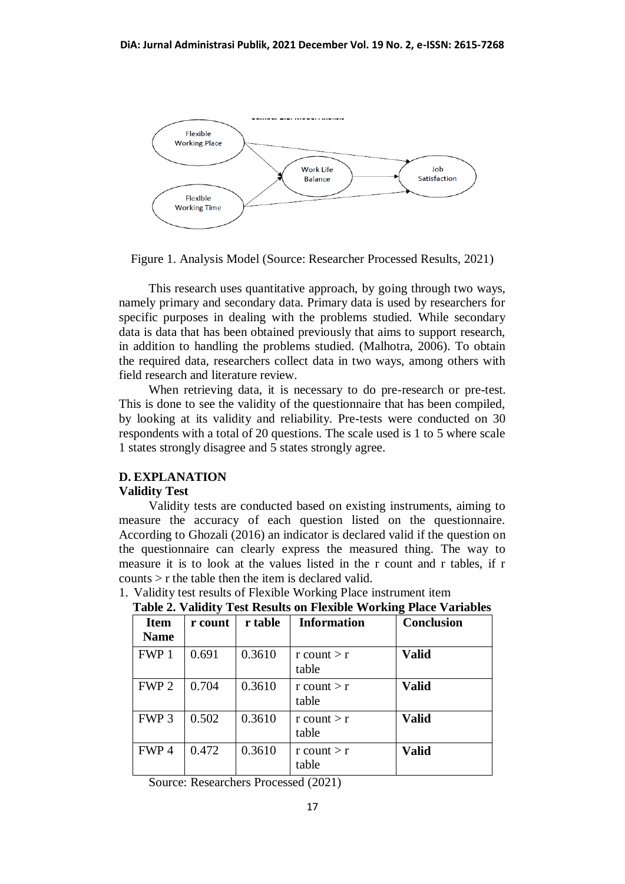Figure 1. Analysis Model (Source: Researcher Processed Results, 2021)

This research uses quantitative approach, by going through two ways, namely primary and secondary data. Primary data is used by researchers for specific purposes in dealing with the problems studied. While secondary data is data that has been obtained previously that aims to support research, in addition to handling the problems studied. (Malhotra, 2006). To obtain the required data, researchers collect data in two ways, among others with field research and literature review.

When retrieving data, it is necessary to do pre-research or pre-test. This is done to see the validity of the questionnaire that has been compiled, by looking at its validity and reliability. Pre-tests were conducted on 30 respondents with a total of 20 questions. The scale used is 1 to 5 where scale 1 states strongly disagree and 5 states strongly agree.

## D. EXPLANATION

### Validity Test

Validity tests are conducted based on existing instruments, aiming to measure the accuracy of each question listed on the questionnaire. According to Ghozali (2016) an indicator is declared valid if the question on the questionnaire can clearly express the measured thing. The way to measure it is to look at the values listed in the r count and r tables, if r counts > r the table then the item is declared valid.

1. Validity test results of Flexible Working Place instrument item

**Table 2. Validity Test Results on Flexible Working Place Variables**

| Item Name | r count | r table | Information | Conclusion |
|---|---|---|---|---|
| FWP 1 | 0.691 | 0.3610 | r count > r table | **Valid** |
| FWP 2 | 0.704 | 0.3610 | r count > r table | **Valid** |
| FWP 3 | 0.502 | 0.3610 | r count > r table | **Valid** |
| FWP 4 | 0.472 | 0.3610 | r count > r table | **Valid** |

Source: Researchers Processed (2021)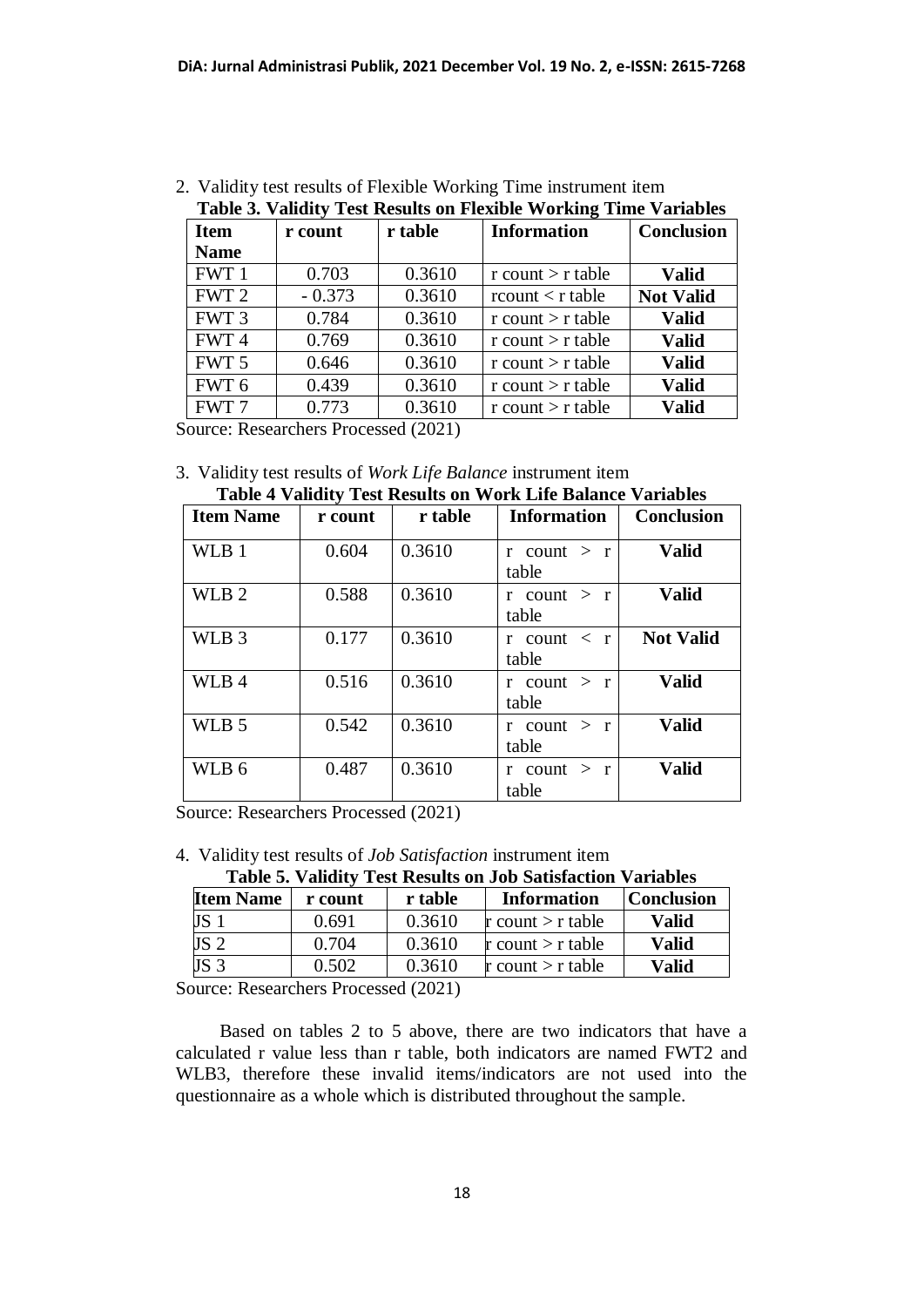2. Validity test results of Flexible Working Time instrument item

**Table 3. Validity Test Results on Flexible Working Time Variables**

| Item Name | r count | r table | Information | Conclusion |
|---|---|---|---|---|
| FWT 1 | 0.703 | 0.3610 | r count > r table | **Valid** |
| FWT 2 | - 0.373 | 0.3610 | rcount < r table | **Not Valid** |
| FWT 3 | 0.784 | 0.3610 | r count > r table | **Valid** |
| FWT 4 | 0.769 | 0.3610 | r count > r table | **Valid** |
| FWT 5 | 0.646 | 0.3610 | r count > r table | **Valid** |
| FWT 6 | 0.439 | 0.3610 | r count > r table | **Valid** |
| FWT 7 | 0.773 | 0.3610 | r count > r table | **Valid** |

Source: Researchers Processed (2021)

3. Validity test results of *Work Life Balance* instrument item

**Table 4 Validity Test Results on Work Life Balance Variables**

| Item Name | r count | r table | Information | Conclusion |
|---|---|---|---|---|
| WLB 1 | 0.604 | 0.3610 | r count > r table | **Valid** |
| WLB 2 | 0.588 | 0.3610 | r count > r table | **Valid** |
| WLB 3 | 0.177 | 0.3610 | r count < r table | **Not Valid** |
| WLB 4 | 0.516 | 0.3610 | r count > r table | **Valid** |
| WLB 5 | 0.542 | 0.3610 | r count > r table | **Valid** |
| WLB 6 | 0.487 | 0.3610 | r count > r table | **Valid** |

Source: Researchers Processed (2021)

4. Validity test results of *Job Satisfaction* instrument item

**Table 5. Validity Test Results on Job Satisfaction Variables**

| Item Name | r count | r table | Information | Conclusion |
|---|---|---|---|---|
| JS 1 | 0.691 | 0.3610 | r count > r table | **Valid** |
| JS 2 | 0.704 | 0.3610 | r count > r table | **Valid** |
| JS 3 | 0.502 | 0.3610 | r count > r table | **Valid** |

Source: Researchers Processed (2021)

Based on tables 2 to 5 above, there are two indicators that have a calculated r value less than r table, both indicators are named FWT2 and WLB3, therefore these invalid items/indicators are not used into the questionnaire as a whole which is distributed throughout the sample.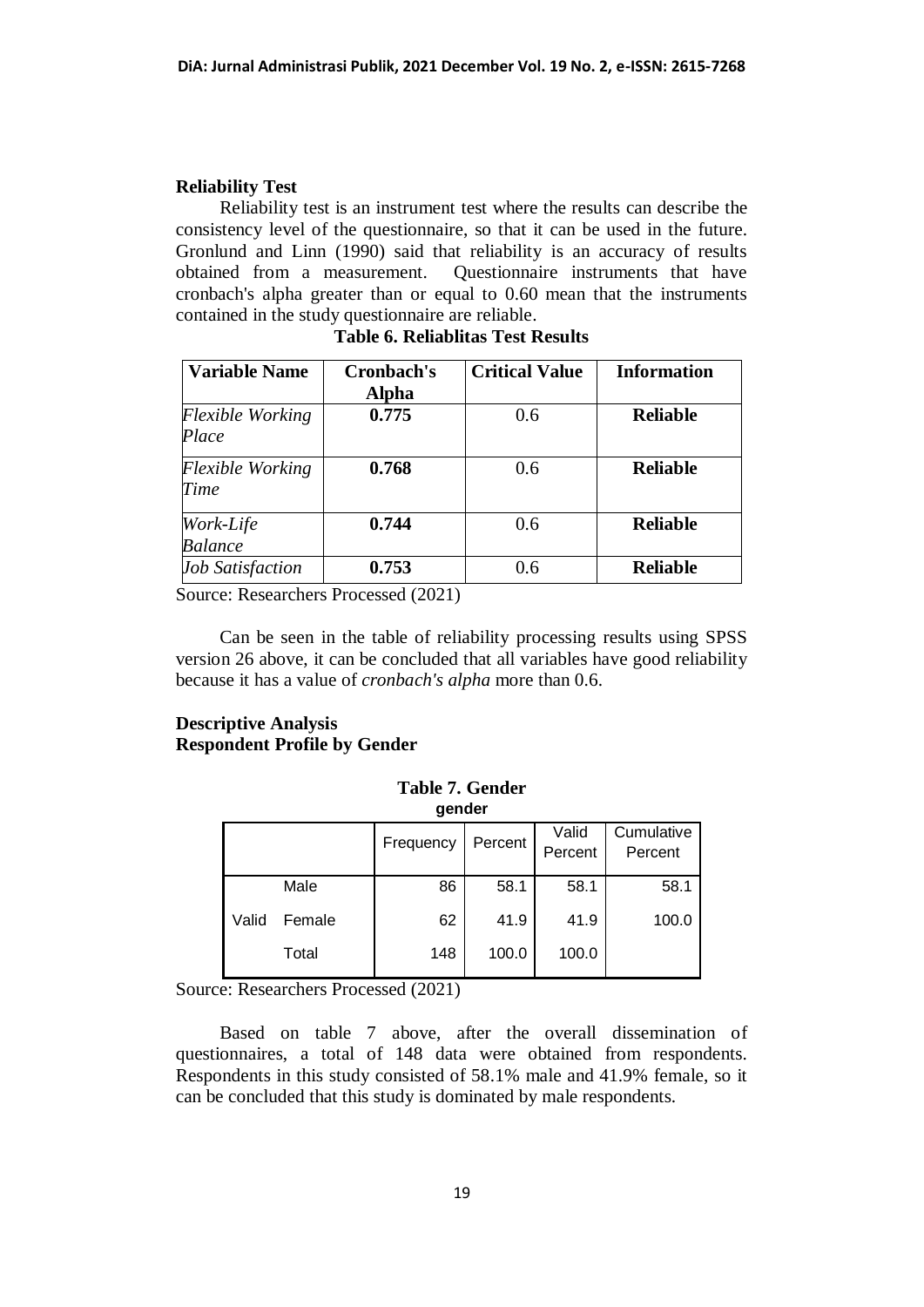**Reliability Test**

Reliability test is an instrument test where the results can describe the consistency level of the questionnaire, so that it can be used in the future. Gronlund and Linn (1990) said that reliability is an accuracy of results obtained from a measurement. Questionnaire instruments that have cronbach's alpha greater than or equal to 0.60 mean that the instruments contained in the study questionnaire are reliable.

**Table 6. Reliablitas Test Results**

| Variable Name | Cronbach's Alpha | Critical Value | Information |
|---|---|---|---|
| *Flexible Working Place* | **0.775** | 0.6 | **Reliable** |
| *Flexible Working Time* | **0.768** | 0.6 | **Reliable** |
| *Work-Life Balance* | **0.744** | 0.6 | **Reliable** |
| *Job Satisfaction* | **0.753** | 0.6 | **Reliable** |

Source: Researchers Processed (2021)

Can be seen in the table of reliability processing results using SPSS version 26 above, it can be concluded that all variables have good reliability because it has a value of *cronbach's alpha* more than 0.6.

**Descriptive Analysis**
**Respondent Profile by Gender**

**Table 7. Gender**

**gender**

| | | Frequency | Percent | Valid Percent | Cumulative Percent |
|---|---|---|---|---|---|
| Valid | Male | 86 | 58.1 | 58.1 | 58.1 |
| | Female | 62 | 41.9 | 41.9 | 100.0 |
| | Total | 148 | 100.0 | 100.0 | |

Source: Researchers Processed (2021)

Based on table 7 above, after the overall dissemination of questionnaires, a total of 148 data were obtained from respondents. Respondents in this study consisted of 58.1% male and 41.9% female, so it can be concluded that this study is dominated by male respondents.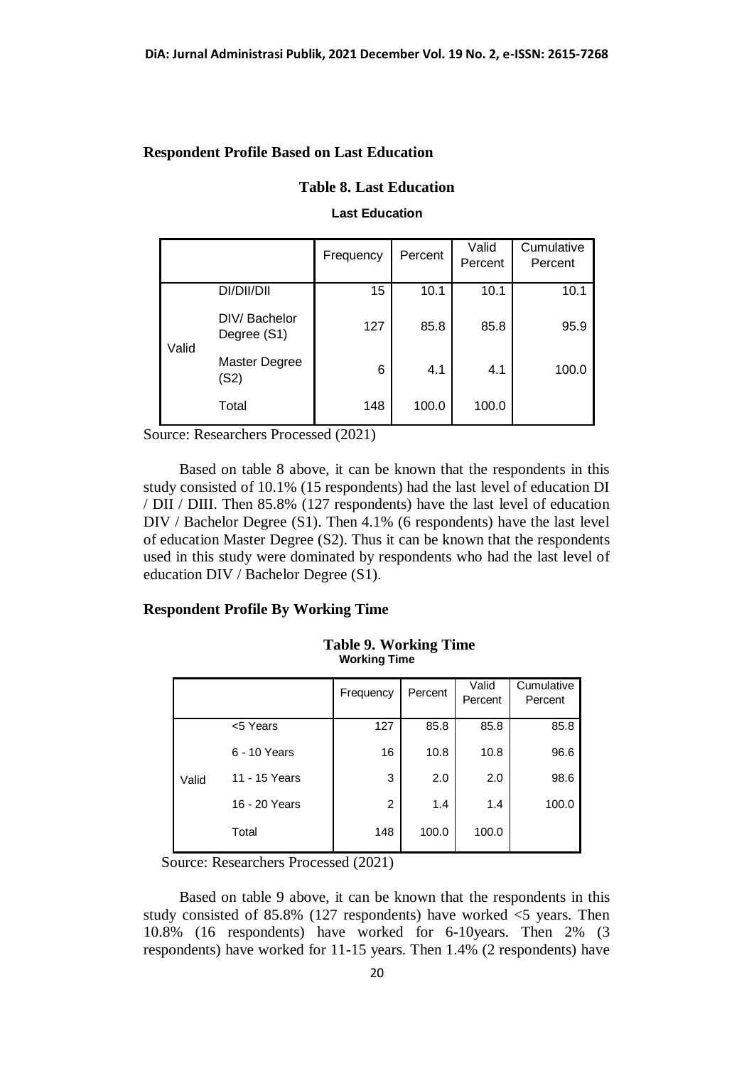## Respondent Profile Based on Last Education

**Table 8. Last Education**

**Last Education**

| | | Frequency | Percent | Valid Percent | Cumulative Percent |
|---|---|---|---|---|---|
| Valid | DI/DII/DII | 15 | 10.1 | 10.1 | 10.1 |
| | DIV/ Bachelor Degree (S1) | 127 | 85.8 | 85.8 | 95.9 |
| | Master Degree (S2) | 6 | 4.1 | 4.1 | 100.0 |
| | Total | 148 | 100.0 | 100.0 | |

Source: Researchers Processed (2021)

Based on table 8 above, it can be known that the respondents in this study consisted of 10.1% (15 respondents) had the last level of education DI / DII / DIII. Then 85.8% (127 respondents) have the last level of education DIV / Bachelor Degree (S1). Then 4.1% (6 respondents) have the last level of education Master Degree (S2). Thus it can be known that the respondents used in this study were dominated by respondents who had the last level of education DIV / Bachelor Degree (S1).

## Respondent Profile By Working Time

**Table 9. Working Time**

**Working Time**

| | | Frequency | Percent | Valid Percent | Cumulative Percent |
|---|---|---|---|---|---|
| Valid | <5 Years | 127 | 85.8 | 85.8 | 85.8 |
| | 6 - 10 Years | 16 | 10.8 | 10.8 | 96.6 |
| | 11 - 15 Years | 3 | 2.0 | 2.0 | 98.6 |
| | 16 - 20 Years | 2 | 1.4 | 1.4 | 100.0 |
| | Total | 148 | 100.0 | 100.0 | |

Source: Researchers Processed (2021)

Based on table 9 above, it can be known that the respondents in this study consisted of 85.8% (127 respondents) have worked <5 years. Then 10.8% (16 respondents) have worked for 6-10years. Then 2% (3 respondents) have worked for 11-15 years. Then 1.4% (2 respondents) have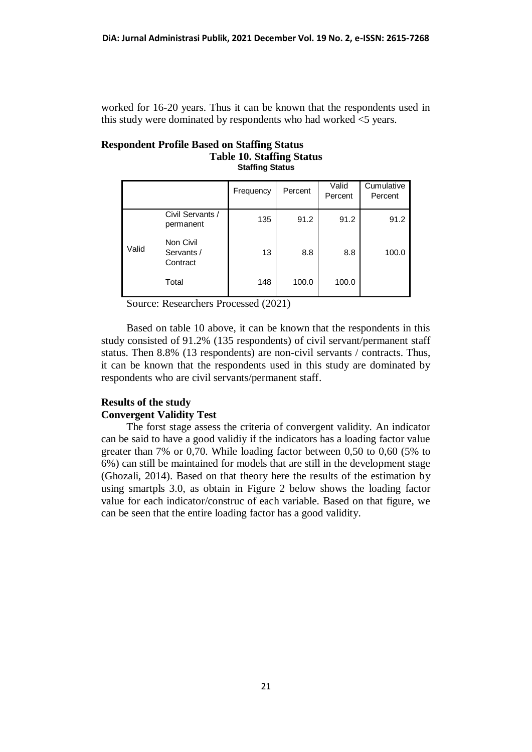worked for 16-20 years. Thus it can be known that the respondents used in this study were dominated by respondents who had worked <5 years.

**Respondent Profile Based on Staffing Status**

**Table 10. Staffing Status**

**Staffing Status**

| | | Frequency | Percent | Valid Percent | Cumulative Percent |
|---|---|---|---|---|---|
| Valid | Civil Servants / permanent | 135 | 91.2 | 91.2 | 91.2 |
| | Non Civil Servants / Contract | 13 | 8.8 | 8.8 | 100.0 |
| | Total | 148 | 100.0 | 100.0 | |

Source: Researchers Processed (2021)

Based on table 10 above, it can be known that the respondents in this study consisted of 91.2% (135 respondents) of civil servant/permanent staff status. Then 8.8% (13 respondents) are non-civil servants / contracts. Thus, it can be known that the respondents used in this study are dominated by respondents who are civil servants/permanent staff.

## Results of the study

### Convergent Validity Test

The forst stage assess the criteria of convergent validity. An indicator can be said to have a good validiy if the indicators has a loading factor value greater than 7% or 0,70. While loading factor between 0,50 to 0,60 (5% to 6%) can still be maintained for models that are still in the development stage (Ghozali, 2014). Based on that theory here the results of the estimation by using smartpls 3.0, as obtain in Figure 2 below shows the loading factor value for each indicator/construc of each variable. Based on that figure, we can be seen that the entire loading factor has a good validity.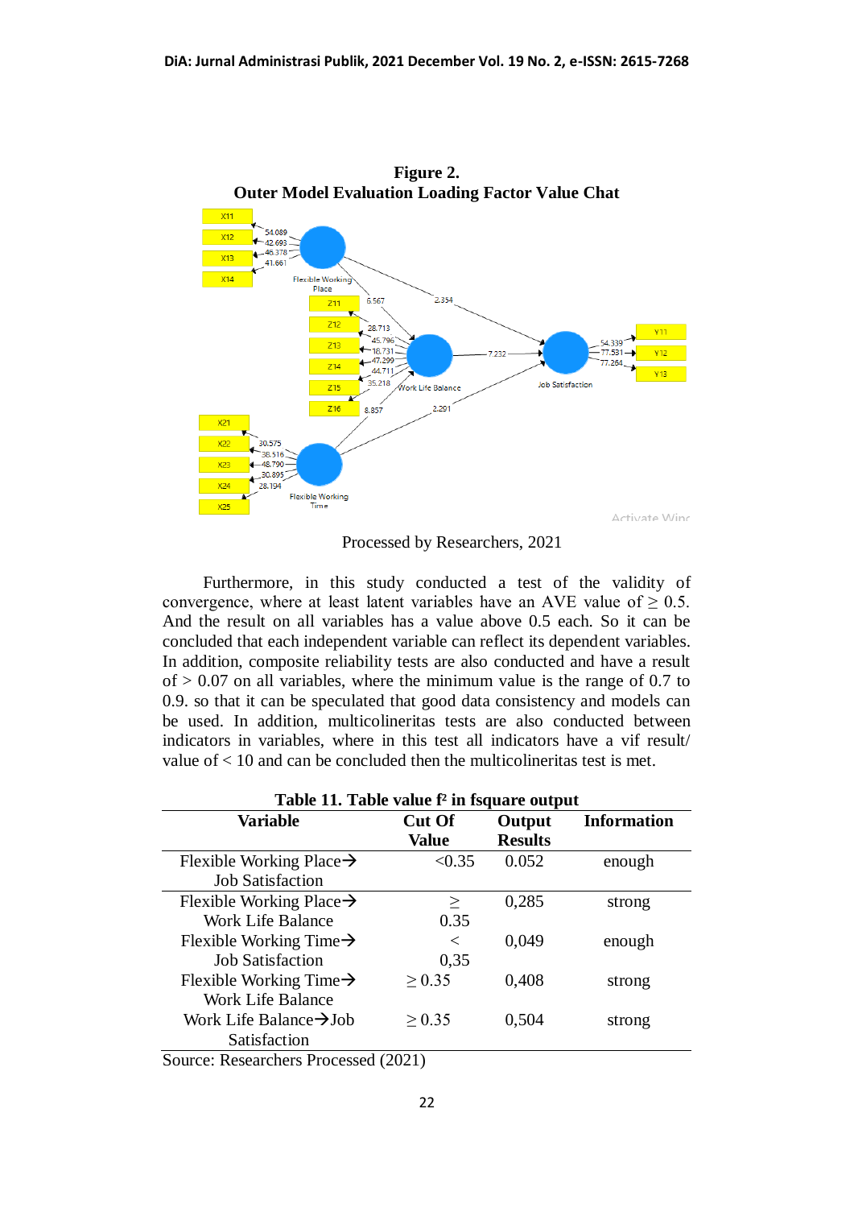**Figure 2.**
**Outer Model Evaluation Loading Factor Value Chat**

Processed by Researchers, 2021

Furthermore, in this study conducted a test of the validity of convergence, where at least latent variables have an AVE value of ≥ 0.5. And the result on all variables has a value above 0.5 each. So it can be concluded that each independent variable can reflect its dependent variables. In addition, composite reliability tests are also conducted and have a result of > 0.07 on all variables, where the minimum value is the range of 0.7 to 0.9. so that it can be speculated that good data consistency and models can be used. In addition, multicolineritas tests are also conducted between indicators in variables, where in this test all indicators have a vif result/ value of < 10 and can be concluded then the multicolineritas test is met.

**Table 11. Table value f² in fsquare output**

| Variable | Cut Of Value | Output Results | Information |
|---|---|---|---|
| Flexible Working Place→ Job Satisfaction | <0.35 | 0.052 | enough |
| Flexible Working Place→ Work Life Balance | ≥ 0.35 | 0,285 | strong |
| Flexible Working Time→ Job Satisfaction | < 0,35 | 0,049 | enough |
| Flexible Working Time→ Work Life Balance | ≥ 0.35 | 0,408 | strong |
| Work Life Balance→Job Satisfaction | ≥ 0.35 | 0,504 | strong |

Source: Researchers Processed (2021)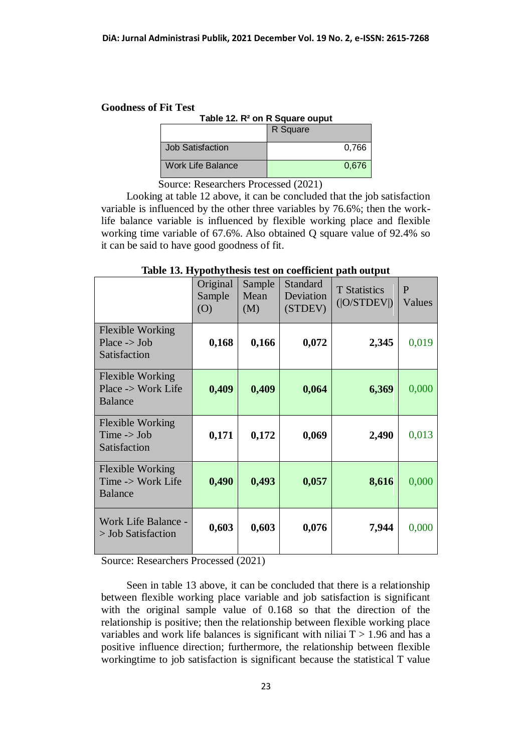**Goodness of Fit Test**

**Table 12. R² on R Square ouput**

| | R Square |
|---|---|
| Job Satisfaction | 0,766 |
| Work Life Balance | 0,676 |

Source: Researchers Processed (2021)

Looking at table 12 above, it can be concluded that the job satisfaction variable is influenced by the other three variables by 76.6%; then the work-life balance variable is influenced by flexible working place and flexible working time variable of 67.6%. Also obtained Q square value of 92.4% so it can be said to have good goodness of fit.

**Table 13. Hypothythesis test on coefficient path output**

| | Original Sample (O) | Sample Mean (M) | Standard Deviation (STDEV) | T Statistics (\|O/STDEV\|) | P Values |
|---|---|---|---|---|---|
| Flexible Working Place -> Job Satisfaction | **0,168** | **0,166** | **0,072** | **2,345** | 0,019 |
| Flexible Working Place -> Work Life Balance | **0,409** | **0,409** | **0,064** | **6,369** | 0,000 |
| Flexible Working Time -> Job Satisfaction | **0,171** | **0,172** | **0,069** | **2,490** | 0,013 |
| Flexible Working Time -> Work Life Balance | **0,490** | **0,493** | **0,057** | **8,616** | 0,000 |
| Work Life Balance -> Job Satisfaction | **0,603** | **0,603** | **0,076** | **7,944** | 0,000 |

Source: Researchers Processed (2021)

Seen in table 13 above, it can be concluded that there is a relationship between flexible working place variable and job satisfaction is significant with the original sample value of 0.168 so that the direction of the relationship is positive; then the relationship between flexible working place variables and work life balances is significant with niliai $T > 1.96$ and has a positive influence direction; furthermore, the relationship between flexible workingtime to job satisfaction is significant because the statistical T value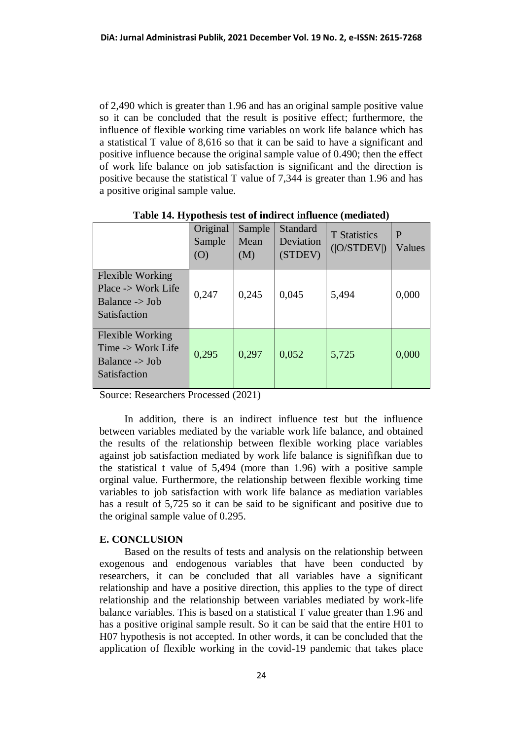of 2,490 which is greater than 1.96 and has an original sample positive value so it can be concluded that the result is positive effect; furthermore, the influence of flexible working time variables on work life balance which has a statistical T value of 8,616 so that it can be said to have a significant and positive influence because the original sample value of 0.490; then the effect of work life balance on job satisfaction is significant and the direction is positive because the statistical T value of 7,344 is greater than 1.96 and has a positive original sample value.

**Table 14. Hypothesis test of indirect influence (mediated)**

| | Original Sample (O) | Sample Mean (M) | Standard Deviation (STDEV) | T Statistics (\|O/STDEV\|) | P Values |
|---|---|---|---|---|---|
| Flexible Working Place -> Work Life Balance -> Job Satisfaction | 0,247 | 0,245 | 0,045 | 5,494 | 0,000 |
| Flexible Working Time -> Work Life Balance -> Job Satisfaction | 0,295 | 0,297 | 0,052 | 5,725 | 0,000 |

Source: Researchers Processed (2021)

In addition, there is an indirect influence test but the influence between variables mediated by the variable work life balance, and obtained the results of the relationship between flexible working place variables against job satisfaction mediated by work life balance is signififkan due to the statistical t value of 5,494 (more than 1.96) with a positive sample orginal value. Furthermore, the relationship between flexible working time variables to job satisfaction with work life balance as mediation variables has a result of 5,725 so it can be said to be significant and positive due to the original sample value of 0.295.

## E. CONCLUSION

Based on the results of tests and analysis on the relationship between exogenous and endogenous variables that have been conducted by researchers, it can be concluded that all variables have a significant relationship and have a positive direction, this applies to the type of direct relationship and the relationship between variables mediated by work-life balance variables. This is based on a statistical T value greater than 1.96 and has a positive original sample result. So it can be said that the entire H01 to H07 hypothesis is not accepted. In other words, it can be concluded that the application of flexible working in the covid-19 pandemic that takes place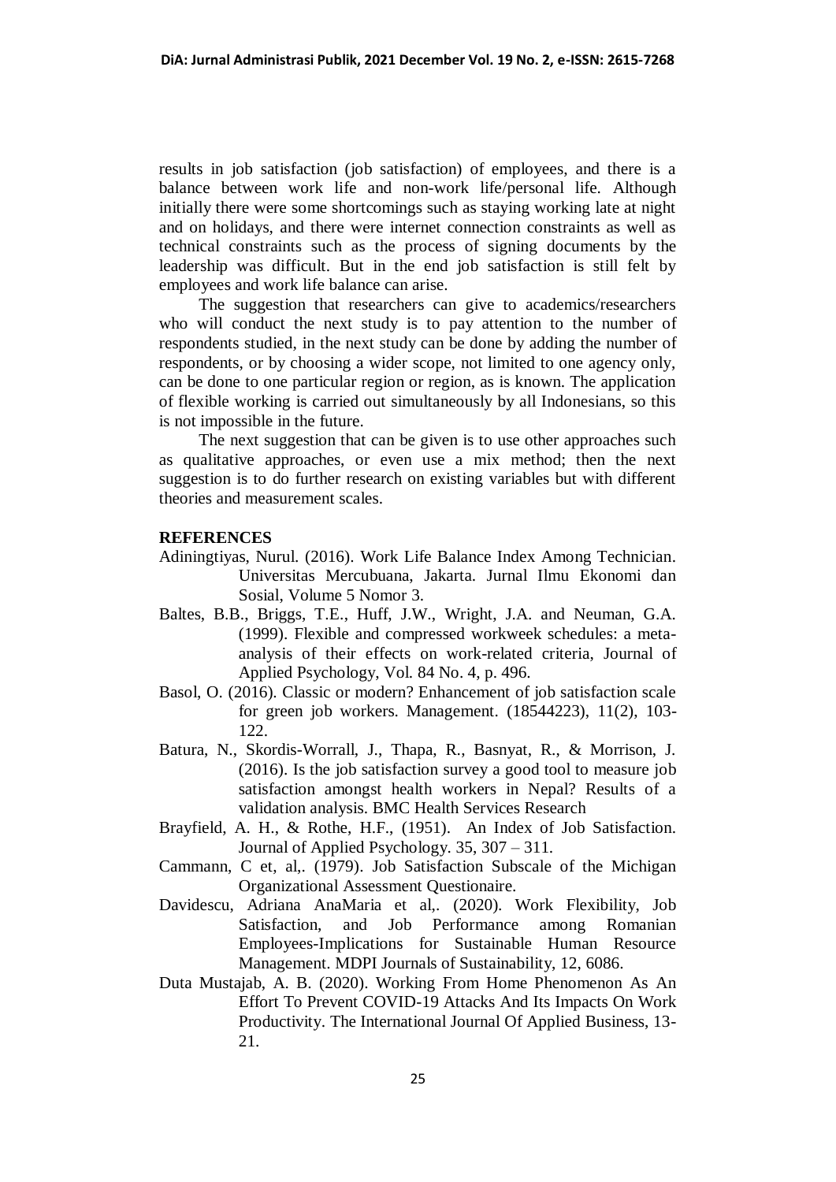results in job satisfaction (job satisfaction) of employees, and there is a balance between work life and non-work life/personal life. Although initially there were some shortcomings such as staying working late at night and on holidays, and there were internet connection constraints as well as technical constraints such as the process of signing documents by the leadership was difficult. But in the end job satisfaction is still felt by employees and work life balance can arise.

The suggestion that researchers can give to academics/researchers who will conduct the next study is to pay attention to the number of respondents studied, in the next study can be done by adding the number of respondents, or by choosing a wider scope, not limited to one agency only, can be done to one particular region or region, as is known. The application of flexible working is carried out simultaneously by all Indonesians, so this is not impossible in the future.

The next suggestion that can be given is to use other approaches such as qualitative approaches, or even use a mix method; then the next suggestion is to do further research on existing variables but with different theories and measurement scales.

## REFERENCES

Adiningtiyas, Nurul. (2016). Work Life Balance Index Among Technician. Universitas Mercubuana, Jakarta. Jurnal Ilmu Ekonomi dan Sosial, Volume 5 Nomor 3.

Baltes, B.B., Briggs, T.E., Huff, J.W., Wright, J.A. and Neuman, G.A. (1999). Flexible and compressed workweek schedules: a meta-analysis of their effects on work-related criteria, Journal of Applied Psychology, Vol. 84 No. 4, p. 496.

Basol, O. (2016). Classic or modern? Enhancement of job satisfaction scale for green job workers. Management. (18544223), 11(2), 103-122.

Batura, N., Skordis-Worrall, J., Thapa, R., Basnyat, R., & Morrison, J. (2016). Is the job satisfaction survey a good tool to measure job satisfaction amongst health workers in Nepal? Results of a validation analysis. BMC Health Services Research

Brayfield, A. H., & Rothe, H.F., (1951). An Index of Job Satisfaction. Journal of Applied Psychology. 35, 307 – 311.

Cammann, C et, al,. (1979). Job Satisfaction Subscale of the Michigan Organizational Assessment Questionaire.

Davidescu, Adriana AnaMaria et al,. (2020). Work Flexibility, Job Satisfaction, and Job Performance among Romanian Employees-Implications for Sustainable Human Resource Management. MDPI Journals of Sustainability, 12, 6086.

Duta Mustajab, A. B. (2020). Working From Home Phenomenon As An Effort To Prevent COVID-19 Attacks And Its Impacts On Work Productivity. The International Journal Of Applied Business, 13-21.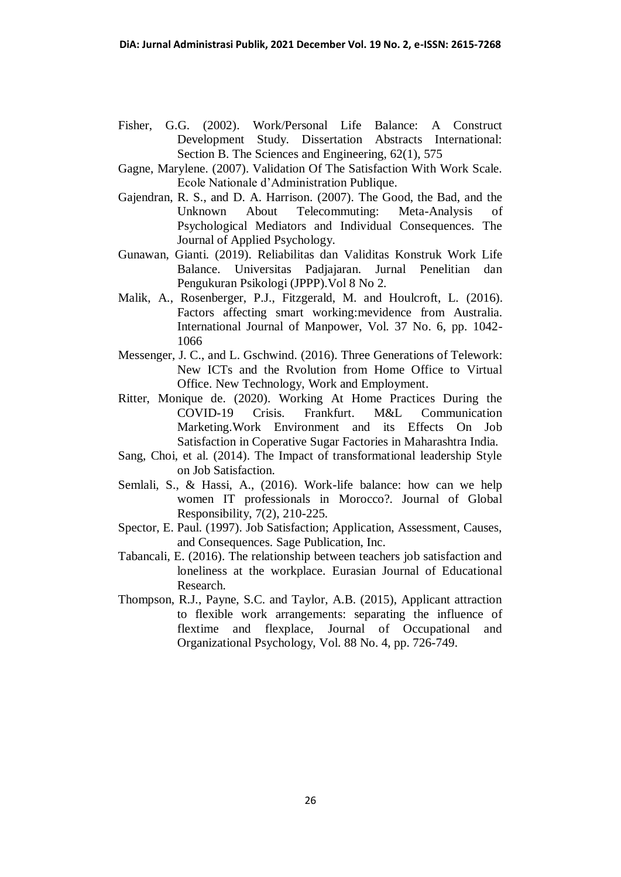Fisher, G.G. (2002). Work/Personal Life Balance: A Construct Development Study. Dissertation Abstracts International: Section B. The Sciences and Engineering, 62(1), 575

Gagne, Marylene. (2007). Validation Of The Satisfaction With Work Scale. Ecole Nationale d'Administration Publique.

Gajendran, R. S., and D. A. Harrison. (2007). The Good, the Bad, and the Unknown About Telecommuting: Meta-Analysis of Psychological Mediators and Individual Consequences. The Journal of Applied Psychology.

Gunawan, Gianti. (2019). Reliabilitas dan Validitas Konstruk Work Life Balance. Universitas Padjajaran. Jurnal Penelitian dan Pengukuran Psikologi (JPPP).Vol 8 No 2.

Malik, A., Rosenberger, P.J., Fitzgerald, M. and Houlcroft, L. (2016). Factors affecting smart working:mevidence from Australia. International Journal of Manpower, Vol. 37 No. 6, pp. 1042-1066

Messenger, J. C., and L. Gschwind. (2016). Three Generations of Telework: New ICTs and the Rvolution from Home Office to Virtual Office. New Technology, Work and Employment.

Ritter, Monique de. (2020). Working At Home Practices During the COVID-19 Crisis. Frankfurt. M&L Communication Marketing.Work Environment and its Effects On Job Satisfaction in Coperative Sugar Factories in Maharashtra India.

Sang, Choi, et al. (2014). The Impact of transformational leadership Style on Job Satisfaction.

Semlali, S., & Hassi, A., (2016). Work-life balance: how can we help women IT professionals in Morocco?. Journal of Global Responsibility, 7(2), 210-225.

Spector, E. Paul. (1997). Job Satisfaction; Application, Assessment, Causes, and Consequences. Sage Publication, Inc.

Tabancali, E. (2016). The relationship between teachers job satisfaction and loneliness at the workplace. Eurasian Journal of Educational Research.

Thompson, R.J., Payne, S.C. and Taylor, A.B. (2015), Applicant attraction to flexible work arrangements: separating the influence of flextime and flexplace, Journal of Occupational and Organizational Psychology, Vol. 88 No. 4, pp. 726-749.